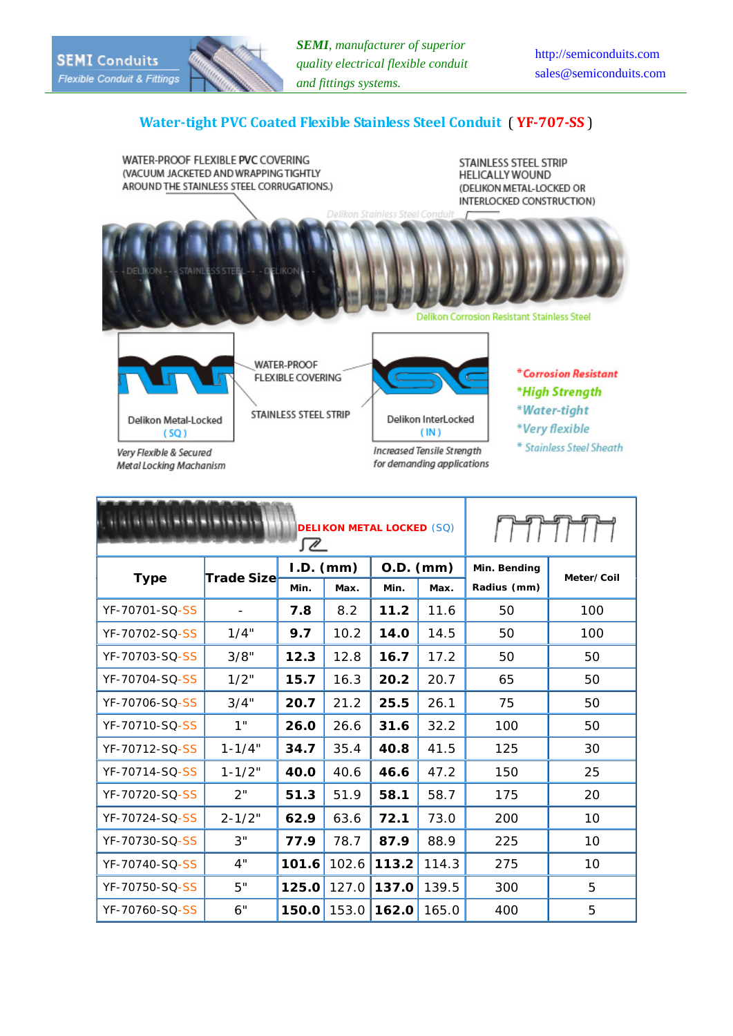SEMI Conduits
Flexible Conduit & Fittings

***SEMI**, manufacturer of superior quality electrical flexible conduit and fittings systems.*

http://semiconduits.com
sales@semiconduits.com

## Water-tight PVC Coated Flexible Stainless Steel Conduit ( YF-707-SS )

WATER-PROOF FLEXIBLE PVC COVERING (VACUUM JACKETED AND WRAPPING TIGHTLY AROUND THE STAINLESS STEEL CORRUGATIONS.)

STAINLESS STEEL STRIP HELICALLY WOUND (DELIKON METAL-LOCKED OR INTERLOCKED CONSTRUCTION)

Delikon Stainless Steel Conduit

DELIKON - - - STAINLESS STEEL - - - DELIKON

Delikon Corrosion Resistant Stainless Steel

WATER-PROOF FLEXIBLE COVERING

STAINLESS STEEL STRIP

Delikon Metal-Locked ( SQ )

*Very Flexible & Secured Metal Locking Machanism*

Delikon InterLocked ( IN )

*Increased Tensile Strength for demanding applications*

- *Corrosion Resistant*
- *High Strength*
- *Water-tight*
- *Very flexible*
- *Stainless Steel Sheath*

DELIKON METAL LOCKED (SQ)

| Type | Trade Size | I.D. (mm) | | O.D. (mm) | | Min. Bending Radius (mm) | Meter/ Coil |
|---|---|---|---|---|---|---|---|
| | | Min. | Max. | Min. | Max. | | |
| YF-70701-SQ-SS | - | **7.8** | 8.2 | **11.2** | 11.6 | 50 | 100 |
| YF-70702-SQ-SS | 1/4" | **9.7** | 10.2 | **14.0** | 14.5 | 50 | 100 |
| YF-70703-SQ-SS | 3/8" | **12.3** | 12.8 | **16.7** | 17.2 | 50 | 50 |
| YF-70704-SQ-SS | 1/2" | **15.7** | 16.3 | **20.2** | 20.7 | 65 | 50 |
| YF-70706-SQ-SS | 3/4" | **20.7** | 21.2 | **25.5** | 26.1 | 75 | 50 |
| YF-70710-SQ-SS | 1" | **26.0** | 26.6 | **31.6** | 32.2 | 100 | 50 |
| YF-70712-SQ-SS | 1-1/4" | **34.7** | 35.4 | **40.8** | 41.5 | 125 | 30 |
| YF-70714-SQ-SS | 1-1/2" | **40.0** | 40.6 | **46.6** | 47.2 | 150 | 25 |
| YF-70720-SQ-SS | 2" | **51.3** | 51.9 | **58.1** | 58.7 | 175 | 20 |
| YF-70724-SQ-SS | 2-1/2" | **62.9** | 63.6 | **72.1** | 73.0 | 200 | 10 |
| YF-70730-SQ-SS | 3" | **77.9** | 78.7 | **87.9** | 88.9 | 225 | 10 |
| YF-70740-SQ-SS | 4" | **101.6** | 102.6 | **113.2** | 114.3 | 275 | 10 |
| YF-70750-SQ-SS | 5" | **125.0** | 127.0 | **137.0** | 139.5 | 300 | 5 |
| YF-70760-SQ-SS | 6" | **150.0** | 153.0 | **162.0** | 165.0 | 400 | 5 |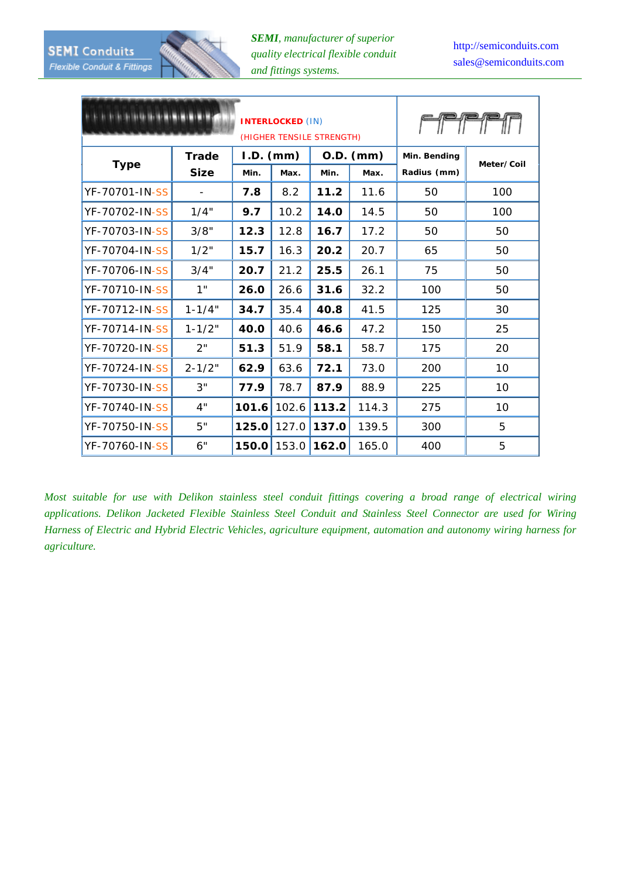*SEMI, manufacturer of superior quality electrical flexible conduit and fittings systems.*

http://semiconduits.com
sales@semiconduits.com

**INTERLOCKED** (IN)
(HIGHER TENSILE STRENGTH)

| Type | Trade Size | I.D. (mm) | | O.D. (mm) | | Min. Bending Radius (mm) | Meter/ Coil |
|---|---|---|---|---|---|---|---|
| | | Min. | Max. | Min. | Max. | | |
| YF-70701-IN-SS | - | **7.8** | 8.2 | **11.2** | 11.6 | 50 | 100 |
| YF-70702-IN-SS | 1/4" | **9.7** | 10.2 | **14.0** | 14.5 | 50 | 100 |
| YF-70703-IN-SS | 3/8" | **12.3** | 12.8 | **16.7** | 17.2 | 50 | 50 |
| YF-70704-IN-SS | 1/2" | **15.7** | 16.3 | **20.2** | 20.7 | 65 | 50 |
| YF-70706-IN-SS | 3/4" | **20.7** | 21.2 | **25.5** | 26.1 | 75 | 50 |
| YF-70710-IN-SS | 1" | **26.0** | 26.6 | **31.6** | 32.2 | 100 | 50 |
| YF-70712-IN-SS | 1-1/4" | **34.7** | 35.4 | **40.8** | 41.5 | 125 | 30 |
| YF-70714-IN-SS | 1-1/2" | **40.0** | 40.6 | **46.6** | 47.2 | 150 | 25 |
| YF-70720-IN-SS | 2" | **51.3** | 51.9 | **58.1** | 58.7 | 175 | 20 |
| YF-70724-IN-SS | 2-1/2" | **62.9** | 63.6 | **72.1** | 73.0 | 200 | 10 |
| YF-70730-IN-SS | 3" | **77.9** | 78.7 | **87.9** | 88.9 | 225 | 10 |
| YF-70740-IN-SS | 4" | **101.6** | 102.6 | **113.2** | 114.3 | 275 | 10 |
| YF-70750-IN-SS | 5" | **125.0** | 127.0 | **137.0** | 139.5 | 300 | 5 |
| YF-70760-IN-SS | 6" | **150.0** | 153.0 | **162.0** | 165.0 | 400 | 5 |

*Most suitable for use with Delikon stainless steel conduit fittings covering a broad range of electrical wiring applications. Delikon Jacketed Flexible Stainless Steel Conduit and Stainless Steel Connector are used for Wiring Harness of Electric and Hybrid Electric Vehicles, agriculture equipment, automation and autonomy wiring harness for agriculture.*